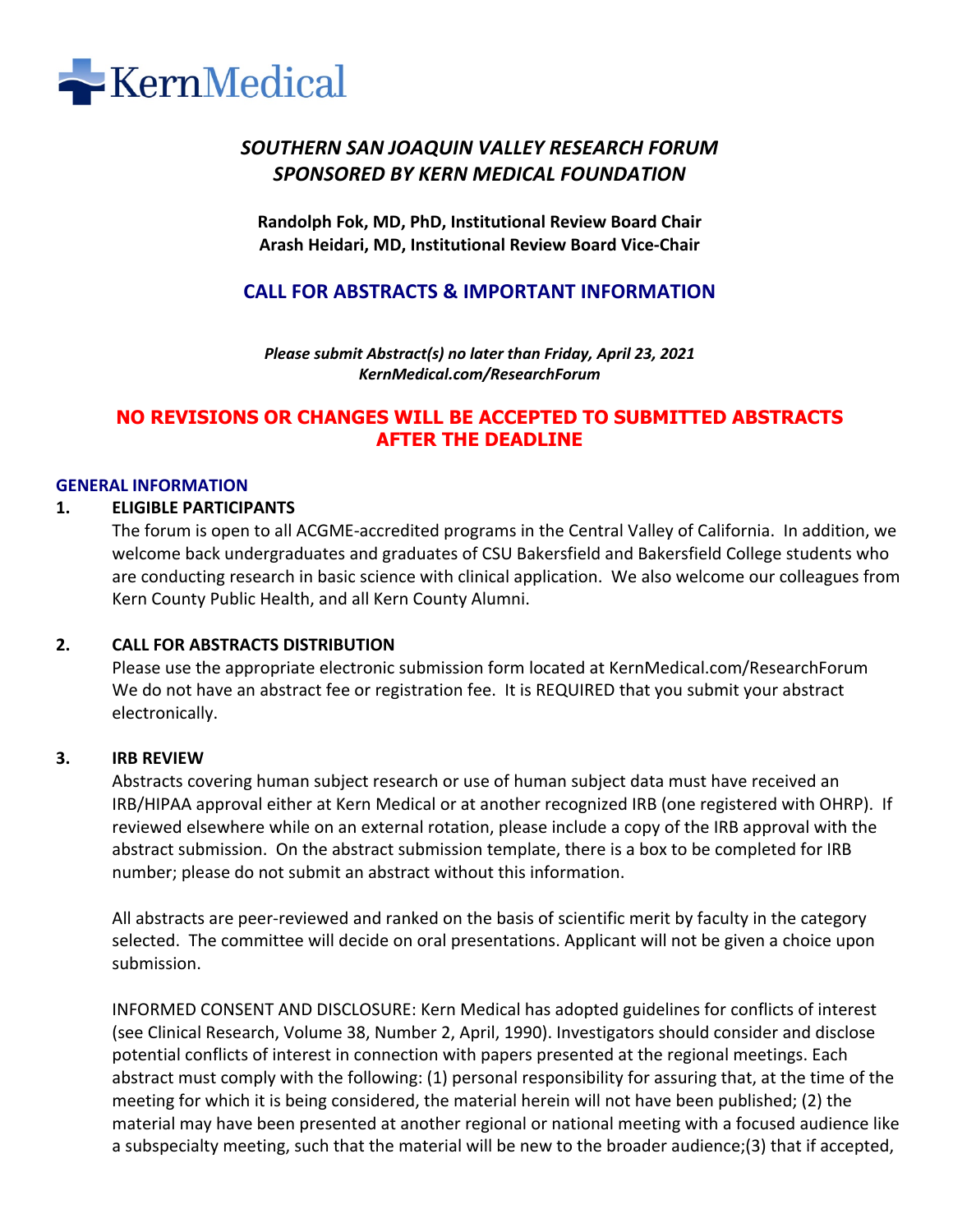KernMedical

# *SOUTHERN SAN JOAQUIN VALLEY RESEARCH FORUM SPONSORED BY KERN MEDICAL FOUNDATION*

**Randolph Fok, MD, PhD, Institutional Review Board Chair**
**Arash Heidari, MD, Institutional Review Board Vice-Chair**

## CALL FOR ABSTRACTS & IMPORTANT INFORMATION

***Please submit Abstract(s) no later than Friday, April 23, 2021***
***KernMedical.com/ResearchForum***

## NO REVISIONS OR CHANGES WILL BE ACCEPTED TO SUBMITTED ABSTRACTS AFTER THE DEADLINE

### GENERAL INFORMATION

**1. ELIGIBLE PARTICIPANTS**

The forum is open to all ACGME-accredited programs in the Central Valley of California. In addition, we welcome back undergraduates and graduates of CSU Bakersfield and Bakersfield College students who are conducting research in basic science with clinical application. We also welcome our colleagues from Kern County Public Health, and all Kern County Alumni.

**2. CALL FOR ABSTRACTS DISTRIBUTION**

Please use the appropriate electronic submission form located at KernMedical.com/ResearchForum We do not have an abstract fee or registration fee. It is REQUIRED that you submit your abstract electronically.

**3. IRB REVIEW**

Abstracts covering human subject research or use of human subject data must have received an IRB/HIPAA approval either at Kern Medical or at another recognized IRB (one registered with OHRP). If reviewed elsewhere while on an external rotation, please include a copy of the IRB approval with the abstract submission. On the abstract submission template, there is a box to be completed for IRB number; please do not submit an abstract without this information.

All abstracts are peer-reviewed and ranked on the basis of scientific merit by faculty in the category selected. The committee will decide on oral presentations. Applicant will not be given a choice upon submission.

INFORMED CONSENT AND DISCLOSURE: Kern Medical has adopted guidelines for conflicts of interest (see Clinical Research, Volume 38, Number 2, April, 1990). Investigators should consider and disclose potential conflicts of interest in connection with papers presented at the regional meetings. Each abstract must comply with the following: (1) personal responsibility for assuring that, at the time of the meeting for which it is being considered, the material herein will not have been published; (2) the material may have been presented at another regional or national meeting with a focused audience like a subspecialty meeting, such that the material will be new to the broader audience;(3) that if accepted,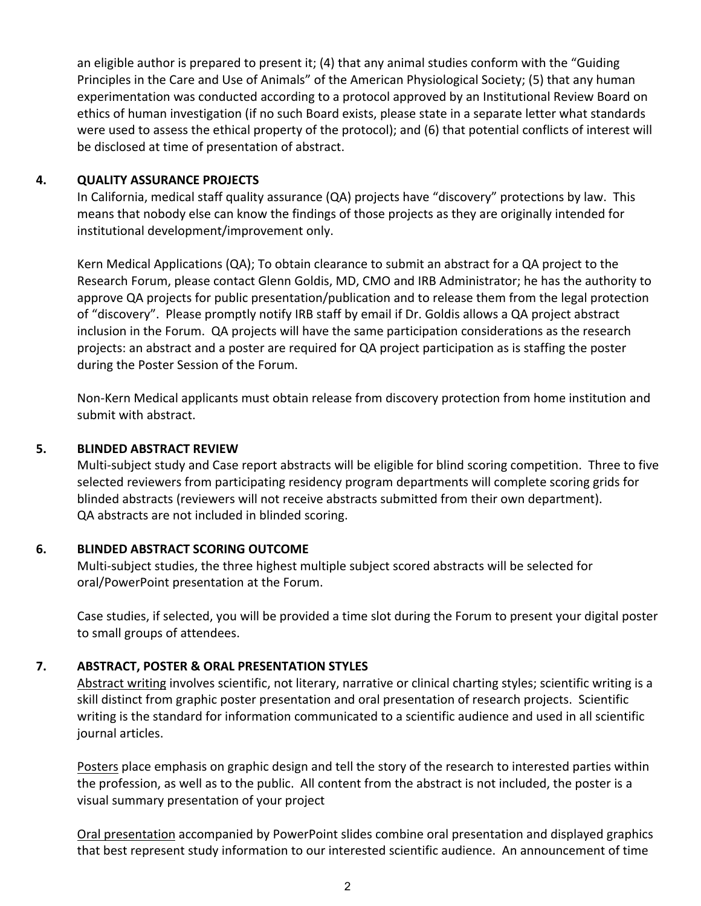an eligible author is prepared to present it; (4) that any animal studies conform with the "Guiding Principles in the Care and Use of Animals" of the American Physiological Society; (5) that any human experimentation was conducted according to a protocol approved by an Institutional Review Board on ethics of human investigation (if no such Board exists, please state in a separate letter what standards were used to assess the ethical property of the protocol); and (6) that potential conflicts of interest will be disclosed at time of presentation of abstract.

## 4. QUALITY ASSURANCE PROJECTS

In California, medical staff quality assurance (QA) projects have "discovery" protections by law. This means that nobody else can know the findings of those projects as they are originally intended for institutional development/improvement only.

Kern Medical Applications (QA); To obtain clearance to submit an abstract for a QA project to the Research Forum, please contact Glenn Goldis, MD, CMO and IRB Administrator; he has the authority to approve QA projects for public presentation/publication and to release them from the legal protection of "discovery". Please promptly notify IRB staff by email if Dr. Goldis allows a QA project abstract inclusion in the Forum. QA projects will have the same participation considerations as the research projects: an abstract and a poster are required for QA project participation as is staffing the poster during the Poster Session of the Forum.

Non-Kern Medical applicants must obtain release from discovery protection from home institution and submit with abstract.

## 5. BLINDED ABSTRACT REVIEW

Multi-subject study and Case report abstracts will be eligible for blind scoring competition. Three to five selected reviewers from participating residency program departments will complete scoring grids for blinded abstracts (reviewers will not receive abstracts submitted from their own department). QA abstracts are not included in blinded scoring.

## 6. BLINDED ABSTRACT SCORING OUTCOME

Multi-subject studies, the three highest multiple subject scored abstracts will be selected for oral/PowerPoint presentation at the Forum.

Case studies, if selected, you will be provided a time slot during the Forum to present your digital poster to small groups of attendees.

## 7. ABSTRACT, POSTER & ORAL PRESENTATION STYLES

Abstract writing involves scientific, not literary, narrative or clinical charting styles; scientific writing is a skill distinct from graphic poster presentation and oral presentation of research projects. Scientific writing is the standard for information communicated to a scientific audience and used in all scientific journal articles.

Posters place emphasis on graphic design and tell the story of the research to interested parties within the profession, as well as to the public. All content from the abstract is not included, the poster is a visual summary presentation of your project

Oral presentation accompanied by PowerPoint slides combine oral presentation and displayed graphics that best represent study information to our interested scientific audience. An announcement of time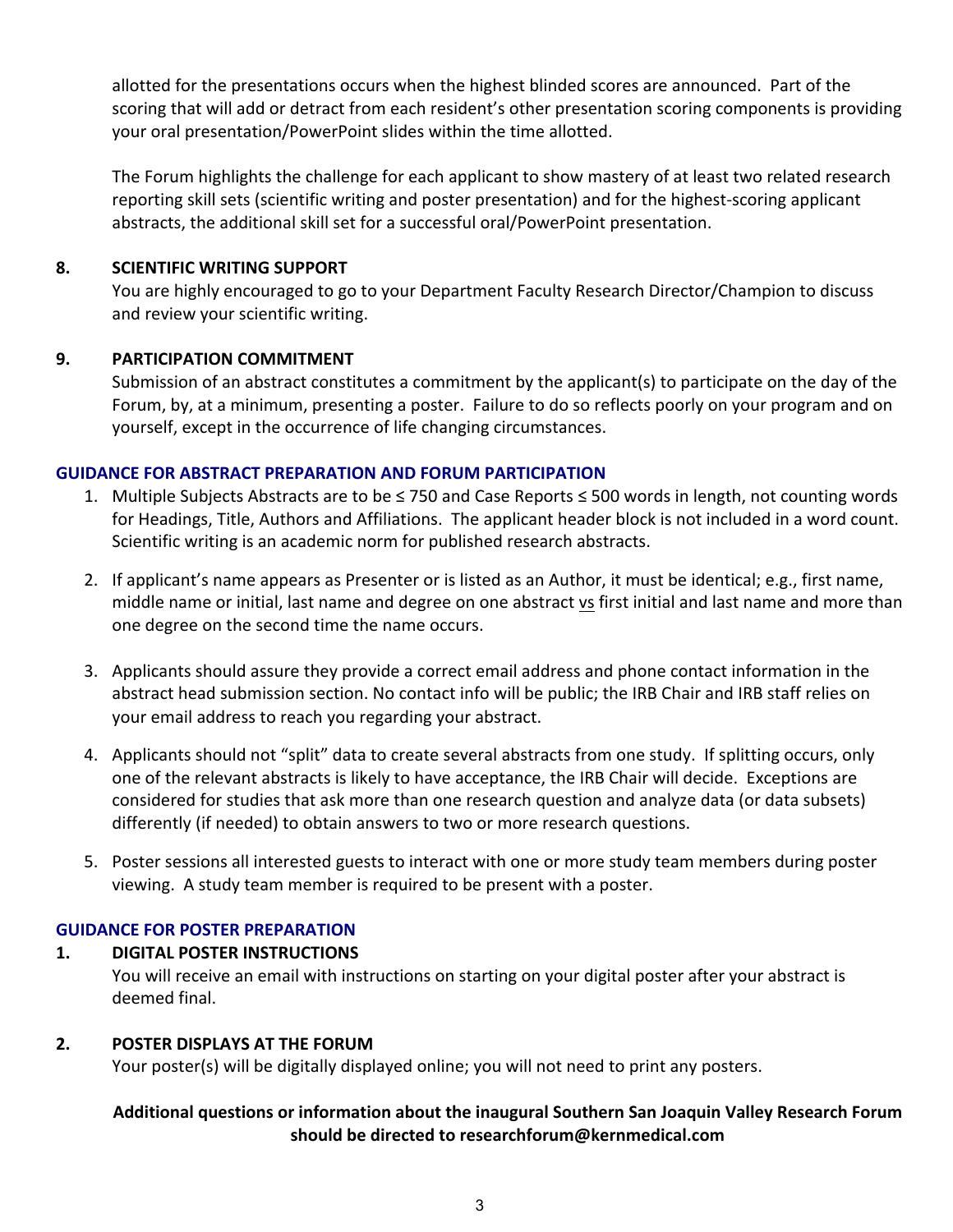allotted for the presentations occurs when the highest blinded scores are announced. Part of the scoring that will add or detract from each resident's other presentation scoring components is providing your oral presentation/PowerPoint slides within the time allotted.

The Forum highlights the challenge for each applicant to show mastery of at least two related research reporting skill sets (scientific writing and poster presentation) and for the highest-scoring applicant abstracts, the additional skill set for a successful oral/PowerPoint presentation.

**8. SCIENTIFIC WRITING SUPPORT**

You are highly encouraged to go to your Department Faculty Research Director/Champion to discuss and review your scientific writing.

**9. PARTICIPATION COMMITMENT**

Submission of an abstract constitutes a commitment by the applicant(s) to participate on the day of the Forum, by, at a minimum, presenting a poster. Failure to do so reflects poorly on your program and on yourself, except in the occurrence of life changing circumstances.

## GUIDANCE FOR ABSTRACT PREPARATION AND FORUM PARTICIPATION

1. Multiple Subjects Abstracts are to be ≤ 750 and Case Reports ≤ 500 words in length, not counting words for Headings, Title, Authors and Affiliations. The applicant header block is not included in a word count. Scientific writing is an academic norm for published research abstracts.

2. If applicant's name appears as Presenter or is listed as an Author, it must be identical; e.g., first name, middle name or initial, last name and degree on one abstract <u>vs</u> first initial and last name and more than one degree on the second time the name occurs.

3. Applicants should assure they provide a correct email address and phone contact information in the abstract head submission section. No contact info will be public; the IRB Chair and IRB staff relies on your email address to reach you regarding your abstract.

4. Applicants should not "split" data to create several abstracts from one study. If splitting occurs, only one of the relevant abstracts is likely to have acceptance, the IRB Chair will decide. Exceptions are considered for studies that ask more than one research question and analyze data (or data subsets) differently (if needed) to obtain answers to two or more research questions.

5. Poster sessions all interested guests to interact with one or more study team members during poster viewing. A study team member is required to be present with a poster.

## GUIDANCE FOR POSTER PREPARATION

**1. DIGITAL POSTER INSTRUCTIONS**

You will receive an email with instructions on starting on your digital poster after your abstract is deemed final.

**2. POSTER DISPLAYS AT THE FORUM**

Your poster(s) will be digitally displayed online; you will not need to print any posters.

**Additional questions or information about the inaugural Southern San Joaquin Valley Research Forum should be directed to researchforum@kernmedical.com**